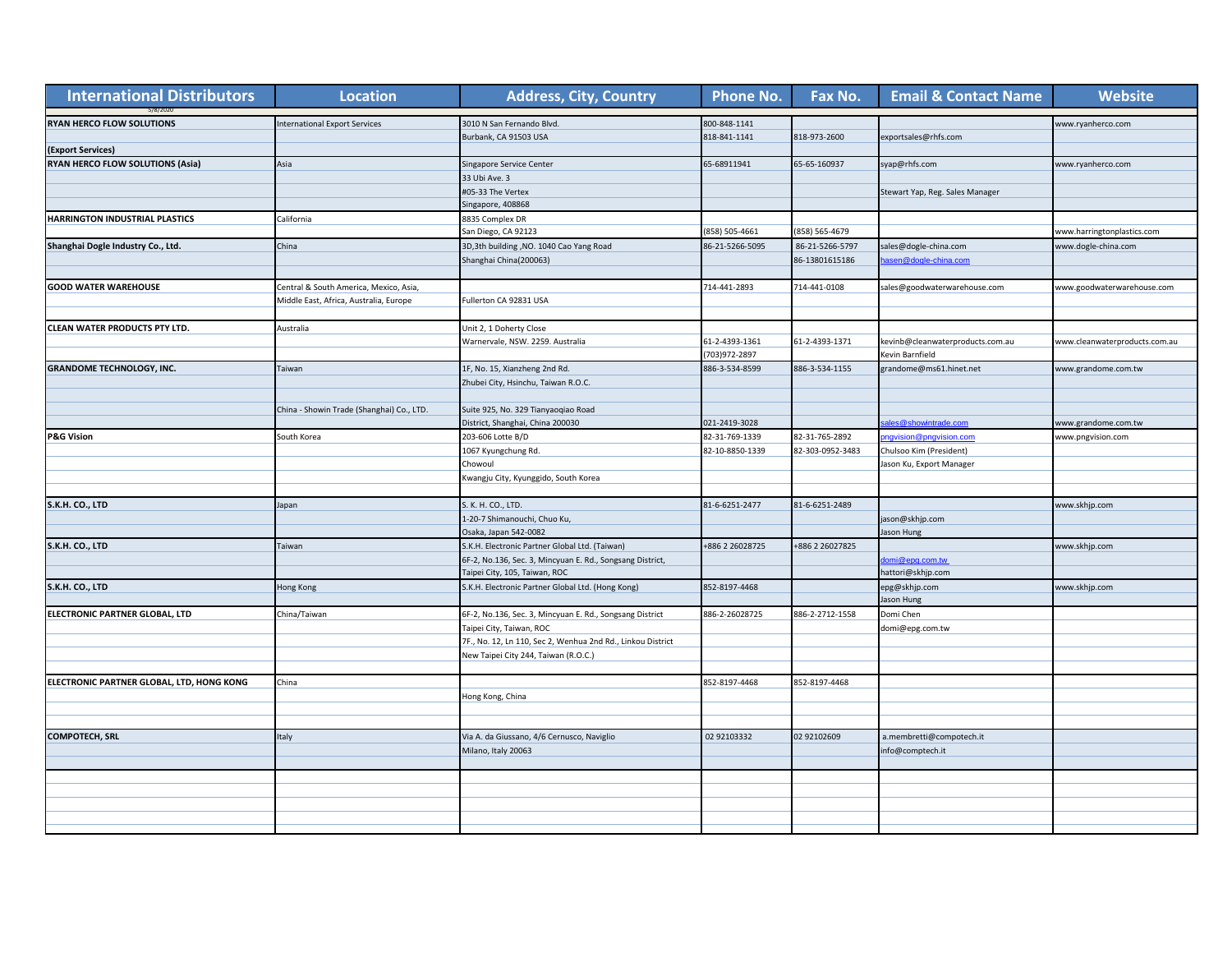| International Distributors | Location | Address, City, Country | Phone No. | Fax No. | Email & Contact Name | Website |
|---|---|---|---|---|---|---|
| 5/8/2020 | | | | | | |
| **RYAN HERCO FLOW SOLUTIONS** | International Export Services | 3010 N San Fernando Blvd. | 800-848-1141 | | | www.ryanherco.com |
| | | Burbank, CA 91503 USA | 818-841-1141 | 818-973-2600 | exportsales@rhfs.com | |
| **(Export Services)** | | | | | | |
| **RYAN HERCO FLOW SOLUTIONS (Asia)** | Asia | Singapore Service Center | 65-68911941 | 65-65-160937 | syap@rhfs.com | www.ryanherco.com |
| | | 33 Ubi Ave. 3 | | | | |
| | | #05-33 The Vertex | | | Stewart Yap, Reg. Sales Manager | |
| | | Singapore, 408868 | | | | |
| **HARRINGTON INDUSTRIAL PLASTICS** | California | 8835 Complex DR | | | | |
| | | San Diego, CA 92123 | (858) 505-4661 | (858) 565-4679 | | www.harringtonplastics.com |
| **Shanghai Dogle Industry Co., Ltd.** | China | 3D,3th building ,NO. 1040 Cao Yang Road | 86-21-5266-5095 | 86-21-5266-5797 | sales@dogle-china.com | www.dogle-china.com |
| | | Shanghai China(200063) | | 86-13801615186 | hasen@dogle-china.com | |
| | | | | | | |
| **GOOD WATER WAREHOUSE** | Central & South America, Mexico, Asia, | | 714-441-2893 | 714-441-0108 | sales@goodwaterwarehouse.com | www.goodwaterwarehouse.com |
| | Middle East, Africa, Australia, Europe | Fullerton CA 92831 USA | | | | |
| | | | | | | |
| **CLEAN WATER PRODUCTS PTY LTD.** | Australia | Unit 2, 1 Doherty Close | | | | |
| | | Warnervale, NSW. 2259. Australia | 61-2-4393-1361 | 61-2-4393-1371 | kevinb@cleanwaterproducts.com.au | www.cleanwaterproducts.com.au |
| | | | (703)972-2897 | | Kevin Barnfield | |
| **GRANDOME TECHNOLOGY, INC.** | Taiwan | 1F, No. 15, Xianzheng 2nd Rd. | 886-3-534-8599 | 886-3-534-1155 | grandome@ms61.hinet.net | www.grandome.com.tw |
| | | Zhubei City, Hsinchu, Taiwan R.O.C. | | | | |
| | | | | | | |
| | China - Showin Trade (Shanghai) Co., LTD. | Suite 925, No. 329 Tianyaoqiao Road | | | | |
| | | District, Shanghai, China 200030 | 021-2419-3028 | | sales@showintrade.com | www.grandome.com.tw |
| **P&G Vision** | South Korea | 203-606 Lotte B/D | 82-31-769-1339 | 82-31-765-2892 | pngvision@pngvision.com | www.pngvision.com |
| | | 1067 Kyungchung Rd. | 82-10-8850-1339 | 82-303-0952-3483 | Chulsoo Kim (President) | |
| | | Chowoul | | | Jason Ku, Export Manager | |
| | | Kwangju City, Kyunggido, South Korea | | | | |
| | | | | | | |
| **S.K.H. CO., LTD** | Japan | S. K. H. CO., LTD. | 81-6-6251-2477 | 81-6-6251-2489 | | www.skhjp.com |
| | | 1-20-7 Shimanouchi, Chuo Ku, | | | jason@skhjp.com | |
| | | Osaka, Japan 542-0082 | | | Jason Hung | |
| **S.K.H. CO., LTD** | Taiwan | S.K.H. Electronic Partner Global Ltd. (Taiwan) | +886 2 26028725 | +886 2 26027825 | | www.skhjp.com |
| | | 6F-2, No.136, Sec. 3, Mincyuan E. Rd., Songsang District, | | | domi@epg.com.tw | |
| | | Taipei City, 105, Taiwan, ROC | | | hattori@skhjp.com | |
| **S.K.H. CO., LTD** | Hong Kong | S.K.H. Electronic Partner Global Ltd. (Hong Kong) | 852-8197-4468 | | epg@skhjp.com | www.skhjp.com |
| | | | | | Jason Hung | |
| **ELECTRONIC PARTNER GLOBAL, LTD** | China/Taiwan | 6F-2, No.136, Sec. 3, Mincyuan E. Rd., Songsang District | 886-2-26028725 | 886-2-2712-1558 | Domi Chen | |
| | | Taipei City, Taiwan, ROC | | | domi@epg.com.tw | |
| | | 7F., No. 12, Ln 110, Sec 2, Wenhua 2nd Rd., Linkou District | | | | |
| | | New Taipei City 244, Taiwan (R.O.C.) | | | | |
| | | | | | | |
| **ELECTRONIC PARTNER GLOBAL, LTD, HONG KONG** | China | | 852-8197-4468 | 852-8197-4468 | | |
| | | Hong Kong, China | | | | |
| | | | | | | |
| | | | | | | |
| **COMPOTECH, SRL** | Italy | Via A. da Giussano, 4/6 Cernusco, Naviglio | 02 92103332 | 02 92102609 | a.membretti@compotech.it | |
| | | Milano, Italy 20063 | | | info@comptech.it | |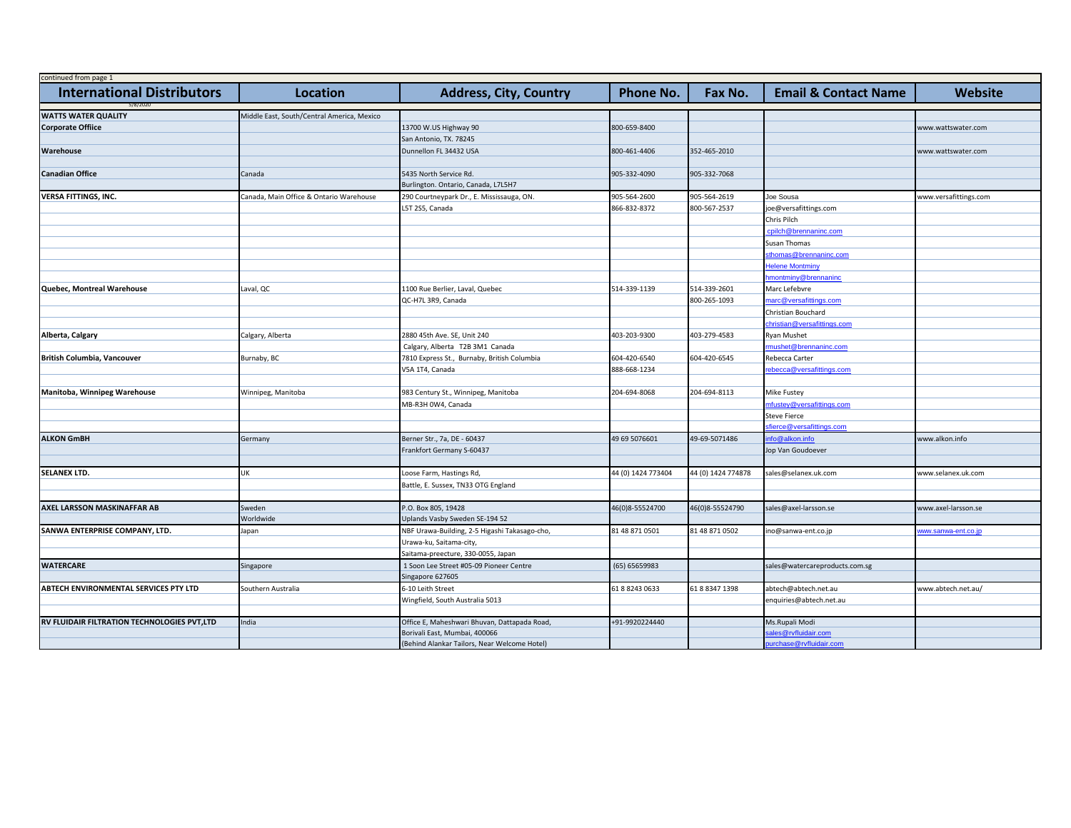continued from page 1

| International Distributors | Location | Address, City, Country | Phone No. | Fax No. | Email & Contact Name | Website |
|---|---|---|---|---|---|---|
| 5/8/2020 | | | | | | |
| **WATTS WATER QUALITY** | Middle East, South/Central America, Mexico | | | | | |
| **Corporate Offiice** | | 13700 W.US Highway 90 | 800-659-8400 | | | www.wattswater.com |
| | | San Antonio, TX. 78245 | | | | |
| **Warehouse** | | Dunnellon FL 34432 USA | 800-461-4406 | 352-465-2010 | | www.wattswater.com |
| | | | | | | |
| **Canadian Office** | Canada | 5435 North Service Rd. | 905-332-4090 | 905-332-7068 | | |
| | | Burlington. Ontario, Canada, L7L5H7 | | | | |
| **VERSA FITTINGS, INC.** | Canada, Main Office & Ontario Warehouse | 290 Courtneypark Dr., E. Mississauga, ON. | 905-564-2600 | 905-564-2619 | Joe Sousa | www.versafittings.com |
| | | L5T 2S5, Canada | 866-832-8372 | 800-567-2537 | joe@versafittings.com | |
| | | | | | Chris Pilch | |
| | | | | | cpilch@brennaninc.com | |
| | | | | | Susan Thomas | |
| | | | | | sthomas@brennaninc.com | |
| | | | | | Helene Montminy | |
| | | | | | hmontminy@brennaninc | |
| **Quebec, Montreal Warehouse** | Laval, QC | 1100 Rue Berlier, Laval, Quebec | 514-339-1139 | 514-339-2601 | Marc Lefebvre | |
| | | QC-H7L 3R9, Canada | | 800-265-1093 | marc@versafittings.com | |
| | | | | | Christian Bouchard | |
| | | | | | christian@versafittings.com | |
| **Alberta, Calgary** | Calgary, Alberta | 2880 45th Ave. SE, Unit 240 | 403-203-9300 | 403-279-4583 | Ryan Mushet | |
| | | Calgary, Alberta T2B 3M1 Canada | | | rmushet@brennaninc.com | |
| **British Columbia, Vancouver** | Burnaby, BC | 7810 Express St., Burnaby, British Columbia | 604-420-6540 | 604-420-6545 | Rebecca Carter | |
| | | V5A 1T4, Canada | 888-668-1234 | | rebecca@versafittings.com | |
| | | | | | | |
| **Manitoba, Winnipeg Warehouse** | Winnipeg, Manitoba | 983 Century St., Winnipeg, Manitoba | 204-694-8068 | 204-694-8113 | Mike Fustey | |
| | | MB-R3H 0W4, Canada | | | mfustey@versafittings.com | |
| | | | | | Steve Fierce | |
| | | | | | sfierce@versafittings.com | |
| **ALKON GmBH** | Germany | Berner Str., 7a, DE - 60437 | 49 69 5076601 | 49-69-5071486 | info@alkon.info | www.alkon.info |
| | | Frankfort Germany S-60437 | | | Jop Van Goudoever | |
| | | | | | | |
| **SELANEX LTD.** | UK | Loose Farm, Hastings Rd, | 44 (0) 1424 773404 | 44 (0) 1424 774878 | sales@selanex.uk.com | www.selanex.uk.com |
| | | Battle, E. Sussex, TN33 OTG England | | | | |
| | | | | | | |
| **AXEL LARSSON MASKINAFFAR AB** | Sweden | P.O. Box 805, 19428 | 46(0)8-55524700 | 46(0)8-55524790 | sales@axel-larsson.se | www.axel-larsson.se |
| | Worldwide | Uplands Vasby Sweden SE-194 52 | | | | |
| **SANWA ENTERPRISE COMPANY, LTD.** | Japan | NBF Urawa-Building, 2-5 Higashi Takasago-cho, | 81 48 871 0501 | 81 48 871 0502 | ino@sanwa-ent.co.jp | www.sanwa-ent.co.jp |
| | | Urawa-ku, Saitama-city, | | | | |
| | | Saitama-preecture, 330-0055, Japan | | | | |
| **WATERCARE** | Singapore | 1 Soon Lee Street #05-09 Pioneer Centre | (65) 65659983 | | sales@watercareproducts.com.sg | |
| | | Singapore 627605 | | | | |
| **ABTECH ENVIRONMENTAL SERVICES PTY LTD** | Southern Australia | 6-10 Leith Street | 61 8 8243 0633 | 61 8 8347 1398 | abtech@abtech.net.au | www.abtech.net.au/ |
| | | Wingfield, South Australia 5013 | | | enquiries@abtech.net.au | |
| | | | | | | |
| **RV FLUIDAIR FILTRATION TECHNOLOGIES PVT,LTD** | India | Office E, Maheshwari Bhuvan, Dattapada Road, | +91-9920224440 | | Ms.Rupali Modi | |
| | | Borivali East, Mumbai, 400066 | | | sales@rvfluidair.com | |
| | | (Behind Alankar Tailors, Near Welcome Hotel) | | | purchase@rvfluidair.com | |